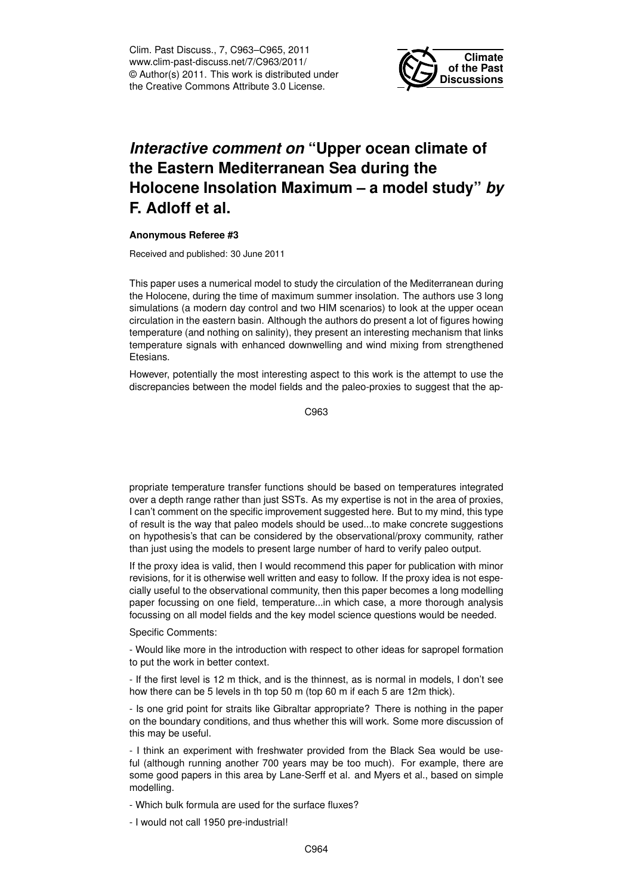# *Interactive comment on* "Upper ocean climate of the Eastern Mediterranean Sea during the Holocene Insolation Maximum – a model study" *by* F. Adloff et al.

**Anonymous Referee #3**

Received and published: 30 June 2011

This paper uses a numerical model to study the circulation of the Mediterranean during the Holocene, during the time of maximum summer insolation. The authors use 3 long simulations (a modern day control and two HIM scenarios) to look at the upper ocean circulation in the eastern basin. Although the authors do present a lot of figures howing temperature (and nothing on salinity), they present an interesting mechanism that links temperature signals with enhanced downwelling and wind mixing from strengthened Etesians.

However, potentially the most interesting aspect to this work is the attempt to use the discrepancies between the model fields and the paleo-proxies to suggest that the appropriate temperature transfer functions should be based on temperatures integrated over a depth range rather than just SSTs. As my expertise is not in the area of proxies, I can't comment on the specific improvement suggested here. But to my mind, this type of result is the way that paleo models should be used...to make concrete suggestions on hypothesis's that can be considered by the observational/proxy community, rather than just using the models to present large number of hard to verify paleo output.

If the proxy idea is valid, then I would recommend this paper for publication with minor revisions, for it is otherwise well written and easy to follow. If the proxy idea is not especially useful to the observational community, then this paper becomes a long modelling paper focussing on one field, temperature...in which case, a more thorough analysis focussing on all model fields and the key model science questions would be needed.

Specific Comments:

- Would like more in the introduction with respect to other ideas for sapropel formation to put the work in better context.

- If the first level is 12 m thick, and is the thinnest, as is normal in models, I don't see how there can be 5 levels in th top 50 m (top 60 m if each 5 are 12m thick).

- Is one grid point for straits like Gibraltar appropriate? There is nothing in the paper on the boundary conditions, and thus whether this will work. Some more discussion of this may be useful.

- I think an experiment with freshwater provided from the Black Sea would be useful (although running another 700 years may be too much). For example, there are some good papers in this area by Lane-Serff et al. and Myers et al., based on simple modelling.

- Which bulk formula are used for the surface fluxes?

- I would not call 1950 pre-industrial!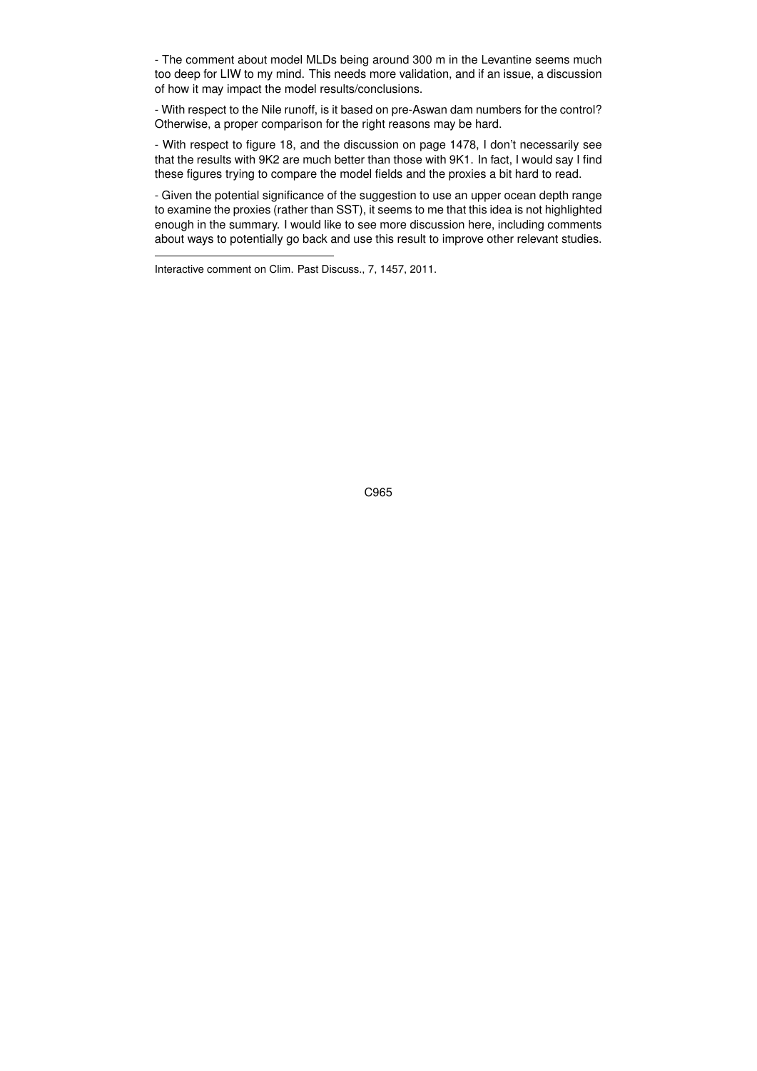- The comment about model MLDs being around 300 m in the Levantine seems much too deep for LIW to my mind. This needs more validation, and if an issue, a discussion of how it may impact the model results/conclusions.

- With respect to the Nile runoff, is it based on pre-Aswan dam numbers for the control? Otherwise, a proper comparison for the right reasons may be hard.

- With respect to figure 18, and the discussion on page 1478, I don't necessarily see that the results with 9K2 are much better than those with 9K1. In fact, I would say I find these figures trying to compare the model fields and the proxies a bit hard to read.

- Given the potential significance of the suggestion to use an upper ocean depth range to examine the proxies (rather than SST), it seems to me that this idea is not highlighted enough in the summary. I would like to see more discussion here, including comments about ways to potentially go back and use this result to improve other relevant studies.

---

Interactive comment on Clim. Past Discuss., 7, 1457, 2011.